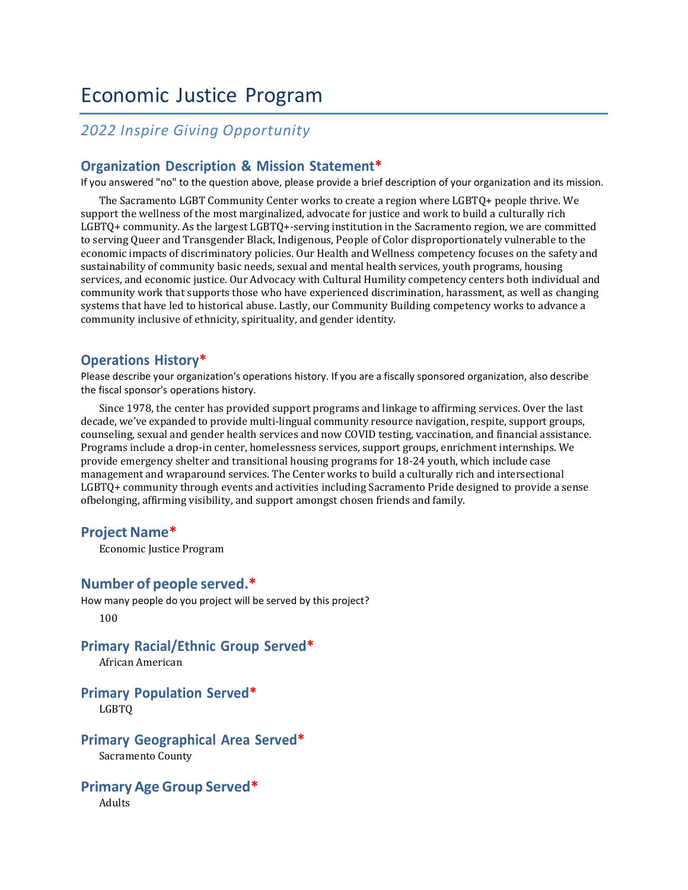# Economic Justice Program

## *2022 Inspire Giving Opportunity*

### Organization Description & Mission Statement*

If you answered "no" to the question above, please provide a brief description of your organization and its mission.

The Sacramento LGBT Community Center works to create a region where LGBTQ+ people thrive. We support the wellness of the most marginalized, advocate for justice and work to build a culturally rich LGBTQ+ community. As the largest LGBTQ+-serving institution in the Sacramento region, we are committed to serving Queer and Transgender Black, Indigenous, People of Color disproportionately vulnerable to the economic impacts of discriminatory policies. Our Health and Wellness competency focuses on the safety and sustainability of community basic needs, sexual and mental health services, youth programs, housing services, and economic justice. Our Advocacy with Cultural Humility competency centers both individual and community work that supports those who have experienced discrimination, harassment, as well as changing systems that have led to historical abuse. Lastly, our Community Building competency works to advance a community inclusive of ethnicity, spirituality, and gender identity.

### Operations History*

Please describe your organization's operations history. If you are a fiscally sponsored organization, also describe the fiscal sponsor's operations history.

Since 1978, the center has provided support programs and linkage to affirming services. Over the last decade, we've expanded to provide multi-lingual community resource navigation, respite, support groups, counseling, sexual and gender health services and now COVID testing, vaccination, and financial assistance. Programs include a drop-in center, homelessness services, support groups, enrichment internships. We provide emergency shelter and transitional housing programs for 18-24 youth, which include case management and wraparound services. The Center works to build a culturally rich and intersectional LGBTQ+ community through events and activities including Sacramento Pride designed to provide a sense ofbelonging, affirming visibility, and support amongst chosen friends and family.

### Project Name*

Economic Justice Program

### Number of people served.*

How many people do you project will be served by this project?

100

### Primary Racial/Ethnic Group Served*

African American

### Primary Population Served*

LGBTQ

### Primary Geographical Area Served*

Sacramento County

### Primary Age Group Served*

Adults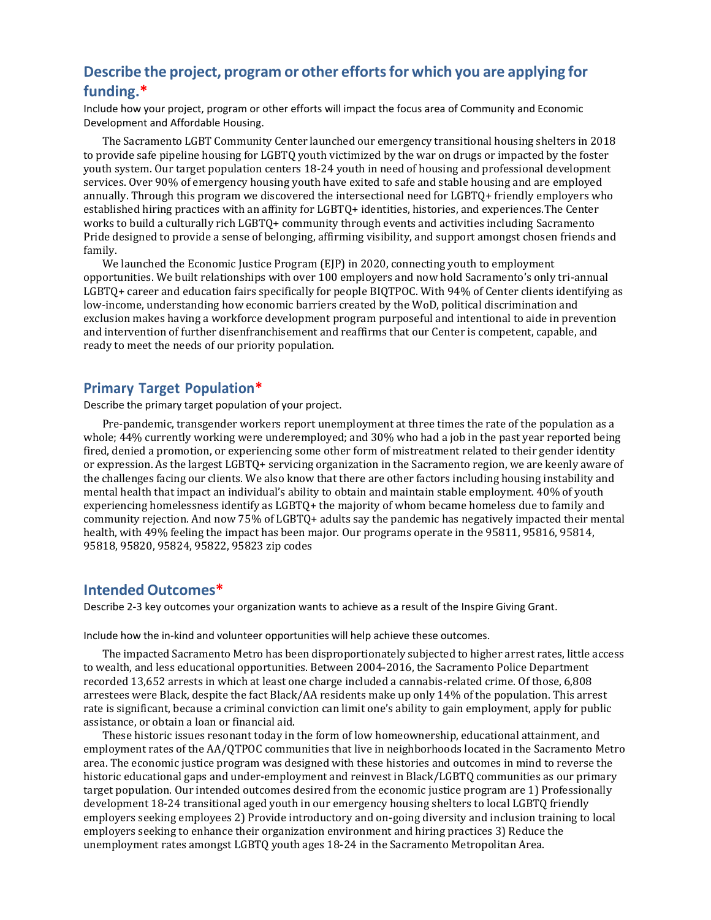## Describe the project, program or other efforts for which you are applying for funding.*

Include how your project, program or other efforts will impact the focus area of Community and Economic Development and Affordable Housing.

The Sacramento LGBT Community Center launched our emergency transitional housing shelters in 2018 to provide safe pipeline housing for LGBTQ youth victimized by the war on drugs or impacted by the foster youth system. Our target population centers 18-24 youth in need of housing and professional development services. Over 90% of emergency housing youth have exited to safe and stable housing and are employed annually. Through this program we discovered the intersectional need for LGBTQ+ friendly employers who established hiring practices with an affinity for LGBTQ+ identities, histories, and experiences.The Center works to build a culturally rich LGBTQ+ community through events and activities including Sacramento Pride designed to provide a sense of belonging, affirming visibility, and support amongst chosen friends and family.

We launched the Economic Justice Program (EJP) in 2020, connecting youth to employment opportunities. We built relationships with over 100 employers and now hold Sacramento's only tri-annual LGBTQ+ career and education fairs specifically for people BIQTPOC. With 94% of Center clients identifying as low-income, understanding how economic barriers created by the WoD, political discrimination and exclusion makes having a workforce development program purposeful and intentional to aide in prevention and intervention of further disenfranchisement and reaffirms that our Center is competent, capable, and ready to meet the needs of our priority population.

## Primary Target Population*

Describe the primary target population of your project.

Pre-pandemic, transgender workers report unemployment at three times the rate of the population as a whole; 44% currently working were underemployed; and 30% who had a job in the past year reported being fired, denied a promotion, or experiencing some other form of mistreatment related to their gender identity or expression. As the largest LGBTQ+ servicing organization in the Sacramento region, we are keenly aware of the challenges facing our clients. We also know that there are other factors including housing instability and mental health that impact an individual's ability to obtain and maintain stable employment. 40% of youth experiencing homelessness identify as LGBTQ+ the majority of whom became homeless due to family and community rejection. And now 75% of LGBTQ+ adults say the pandemic has negatively impacted their mental health, with 49% feeling the impact has been major. Our programs operate in the 95811, 95816, 95814, 95818, 95820, 95824, 95822, 95823 zip codes

## Intended Outcomes*

Describe 2-3 key outcomes your organization wants to achieve as a result of the Inspire Giving Grant.

Include how the in-kind and volunteer opportunities will help achieve these outcomes.

The impacted Sacramento Metro has been disproportionately subjected to higher arrest rates, little access to wealth, and less educational opportunities. Between 2004-2016, the Sacramento Police Department recorded 13,652 arrests in which at least one charge included a cannabis-related crime. Of those, 6,808 arrestees were Black, despite the fact Black/AA residents make up only 14% of the population. This arrest rate is significant, because a criminal conviction can limit one's ability to gain employment, apply for public assistance, or obtain a loan or financial aid.

These historic issues resonant today in the form of low homeownership, educational attainment, and employment rates of the AA/QTPOC communities that live in neighborhoods located in the Sacramento Metro area. The economic justice program was designed with these histories and outcomes in mind to reverse the historic educational gaps and under-employment and reinvest in Black/LGBTQ communities as our primary target population. Our intended outcomes desired from the economic justice program are 1) Professionally development 18-24 transitional aged youth in our emergency housing shelters to local LGBTQ friendly employers seeking employees 2) Provide introductory and on-going diversity and inclusion training to local employers seeking to enhance their organization environment and hiring practices 3) Reduce the unemployment rates amongst LGBTQ youth ages 18-24 in the Sacramento Metropolitan Area.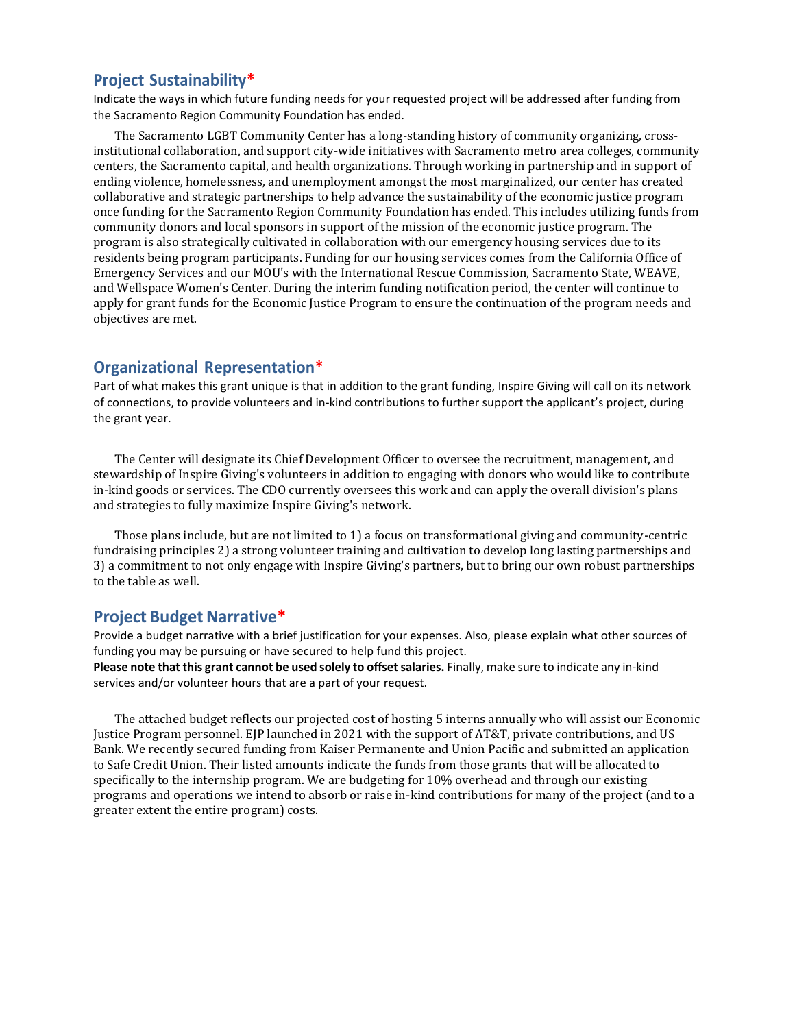## Project Sustainability*

Indicate the ways in which future funding needs for your requested project will be addressed after funding from the Sacramento Region Community Foundation has ended.

The Sacramento LGBT Community Center has a long-standing history of community organizing, cross-institutional collaboration, and support city-wide initiatives with Sacramento metro area colleges, community centers, the Sacramento capital, and health organizations. Through working in partnership and in support of ending violence, homelessness, and unemployment amongst the most marginalized, our center has created collaborative and strategic partnerships to help advance the sustainability of the economic justice program once funding for the Sacramento Region Community Foundation has ended. This includes utilizing funds from community donors and local sponsors in support of the mission of the economic justice program. The program is also strategically cultivated in collaboration with our emergency housing services due to its residents being program participants. Funding for our housing services comes from the California Office of Emergency Services and our MOU's with the International Rescue Commission, Sacramento State, WEAVE, and Wellspace Women's Center. During the interim funding notification period, the center will continue to apply for grant funds for the Economic Justice Program to ensure the continuation of the program needs and objectives are met.

## Organizational Representation*

Part of what makes this grant unique is that in addition to the grant funding, Inspire Giving will call on its network of connections, to provide volunteers and in-kind contributions to further support the applicant's project, during the grant year.

The Center will designate its Chief Development Officer to oversee the recruitment, management, and stewardship of Inspire Giving's volunteers in addition to engaging with donors who would like to contribute in-kind goods or services. The CDO currently oversees this work and can apply the overall division's plans and strategies to fully maximize Inspire Giving's network.

Those plans include, but are not limited to 1) a focus on transformational giving and community-centric fundraising principles 2) a strong volunteer training and cultivation to develop long lasting partnerships and 3) a commitment to not only engage with Inspire Giving's partners, but to bring our own robust partnerships to the table as well.

## Project Budget Narrative*

Provide a budget narrative with a brief justification for your expenses. Also, please explain what other sources of funding you may be pursuing or have secured to help fund this project.
**Please note that this grant cannot be used solely to offset salaries.** Finally, make sure to indicate any in-kind services and/or volunteer hours that are a part of your request.

The attached budget reflects our projected cost of hosting 5 interns annually who will assist our Economic Justice Program personnel. EJP launched in 2021 with the support of AT&T, private contributions, and US Bank. We recently secured funding from Kaiser Permanente and Union Pacific and submitted an application to Safe Credit Union. Their listed amounts indicate the funds from those grants that will be allocated to specifically to the internship program. We are budgeting for 10% overhead and through our existing programs and operations we intend to absorb or raise in-kind contributions for many of the project (and to a greater extent the entire program) costs.